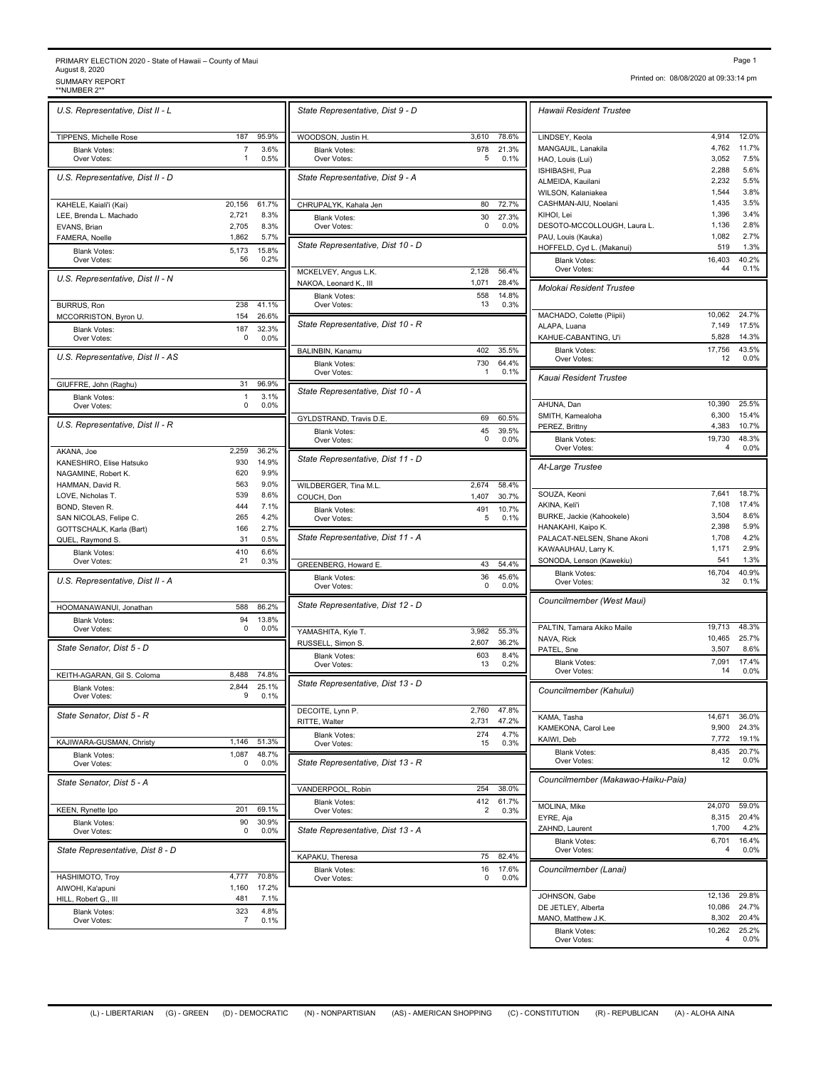PRIMARY ELECTION 2020 - State of Hawaii – County of Maui
August 8, 2020
SUMMARY REPORT
**NUMBER 2**

Printed on: 08/08/2020 at 09:33:14 pm

### U.S. Representative, Dist II - L

| Candidate | Votes | % |
|---|---|---|
| TIPPENS, Michelle Rose | 187 | 95.9% |
| Blank Votes: | 7 | 3.6% |
| Over Votes: | 1 | 0.5% |

### U.S. Representative, Dist II - D

| Candidate | Votes | % |
|---|---|---|
| KAHELE, Kaiali'i (Kai) | 20,156 | 61.7% |
| LEE, Brenda L. Machado | 2,721 | 8.3% |
| EVANS, Brian | 2,705 | 8.3% |
| FAMERA, Noelle | 1,862 | 5.7% |
| Blank Votes: | 5,173 | 15.8% |
| Over Votes: | 56 | 0.2% |

### U.S. Representative, Dist II - N

| Candidate | Votes | % |
|---|---|---|
| BURRUS, Ron | 238 | 41.1% |
| MCCORRISTON, Byron U. | 154 | 26.6% |
| Blank Votes: | 187 | 32.3% |
| Over Votes: | 0 | 0.0% |

### U.S. Representative, Dist II - AS

| Candidate | Votes | % |
|---|---|---|
| GIUFFRE, John (Raghu) | 31 | 96.9% |
| Blank Votes: | 1 | 3.1% |
| Over Votes: | 0 | 0.0% |

### U.S. Representative, Dist II - R

| Candidate | Votes | % |
|---|---|---|
| AKANA, Joe | 2,259 | 36.2% |
| KANESHIRO, Elise Hatsuko | 930 | 14.9% |
| NAGAMINE, Robert K. | 620 | 9.9% |
| HAMMAN, David R. | 563 | 9.0% |
| LOVE, Nicholas T. | 539 | 8.6% |
| BOND, Steven R. | 444 | 7.1% |
| SAN NICOLAS, Felipe C. | 265 | 4.2% |
| GOTTSCHALK, Karla (Bart) | 166 | 2.7% |
| QUEL, Raymond S. | 31 | 0.5% |
| Blank Votes: | 410 | 6.6% |
| Over Votes: | 21 | 0.3% |

### U.S. Representative, Dist II - A

| Candidate | Votes | % |
|---|---|---|
| HOOMANAWANUI, Jonathan | 588 | 86.2% |
| Blank Votes: | 94 | 13.8% |
| Over Votes: | 0 | 0.0% |

### State Senator, Dist 5 - D

| Candidate | Votes | % |
|---|---|---|
| KEITH-AGARAN, Gil S. Coloma | 8,488 | 74.8% |
| Blank Votes: | 2,844 | 25.1% |
| Over Votes: | 9 | 0.1% |

### State Senator, Dist 5 - R

| Candidate | Votes | % |
|---|---|---|
| KAJIWARA-GUSMAN, Christy | 1,146 | 51.3% |
| Blank Votes: | 1,087 | 48.7% |
| Over Votes: | 0 | 0.0% |

### State Senator, Dist 5 - A

| Candidate | Votes | % |
|---|---|---|
| KEEN, Rynette Ipo | 201 | 69.1% |
| Blank Votes: | 90 | 30.9% |
| Over Votes: | 0 | 0.0% |

### State Representative, Dist 8 - D

| Candidate | Votes | % |
|---|---|---|
| HASHIMOTO, Troy | 4,777 | 70.8% |
| AIWOHI, Ka'apuni | 1,160 | 17.2% |
| HILL, Robert G., III | 481 | 7.1% |
| Blank Votes: | 323 | 4.8% |
| Over Votes: | 7 | 0.1% |

### State Representative, Dist 9 - D

| Candidate | Votes | % |
|---|---|---|
| WOODSON, Justin H. | 3,610 | 78.6% |
| Blank Votes: | 978 | 21.3% |
| Over Votes: | 5 | 0.1% |

### State Representative, Dist 9 - A

| Candidate | Votes | % |
|---|---|---|
| CHRUPALYK, Kahala Jen | 80 | 72.7% |
| Blank Votes: | 30 | 27.3% |
| Over Votes: | 0 | 0.0% |

### State Representative, Dist 10 - D

| Candidate | Votes | % |
|---|---|---|
| MCKELVEY, Angus L.K. | 2,128 | 56.4% |
| NAKOA, Leonard K., III | 1,071 | 28.4% |
| Blank Votes: | 558 | 14.8% |
| Over Votes: | 13 | 0.3% |

### State Representative, Dist 10 - R

| Candidate | Votes | % |
|---|---|---|
| BALINBIN, Kanamu | 402 | 35.5% |
| Blank Votes: | 730 | 64.4% |
| Over Votes: | 1 | 0.1% |

### State Representative, Dist 10 - A

| Candidate | Votes | % |
|---|---|---|
| GYLDSTRAND, Travis D.E. | 69 | 60.5% |
| Blank Votes: | 45 | 39.5% |
| Over Votes: | 0 | 0.0% |

### State Representative, Dist 11 - D

| Candidate | Votes | % |
|---|---|---|
| WILDBERGER, Tina M.L. | 2,674 | 58.4% |
| COUCH, Don | 1,407 | 30.7% |
| Blank Votes: | 491 | 10.7% |
| Over Votes: | 5 | 0.1% |

### State Representative, Dist 11 - A

| Candidate | Votes | % |
|---|---|---|
| GREENBERG, Howard E. | 43 | 54.4% |
| Blank Votes: | 36 | 45.6% |
| Over Votes: | 0 | 0.0% |

### State Representative, Dist 12 - D

| Candidate | Votes | % |
|---|---|---|
| YAMASHITA, Kyle T. | 3,982 | 55.3% |
| RUSSELL, Simon S. | 2,607 | 36.2% |
| Blank Votes: | 603 | 8.4% |
| Over Votes: | 13 | 0.2% |

### State Representative, Dist 13 - D

| Candidate | Votes | % |
|---|---|---|
| DECOITE, Lynn P. | 2,760 | 47.8% |
| RITTE, Walter | 2,731 | 47.2% |
| Blank Votes: | 274 | 4.7% |
| Over Votes: | 15 | 0.3% |

### State Representative, Dist 13 - R

| Candidate | Votes | % |
|---|---|---|
| VANDERPOOL, Robin | 254 | 38.0% |
| Blank Votes: | 412 | 61.7% |
| Over Votes: | 2 | 0.3% |

### State Representative, Dist 13 - A

| Candidate | Votes | % |
|---|---|---|
| KAPAKU, Theresa | 75 | 82.4% |
| Blank Votes: | 16 | 17.6% |
| Over Votes: | 0 | 0.0% |

### Hawaii Resident Trustee

| Candidate | Votes | % |
|---|---|---|
| LINDSEY, Keola | 4,914 | 12.0% |
| MANGAUIL, Lanakila | 4,762 | 11.7% |
| HAO, Louis (Lui) | 3,052 | 7.5% |
| ISHIBASHI, Pua | 2,288 | 5.6% |
| ALMEIDA, Kauilani | 2,232 | 5.5% |
| WILSON, Kalaniakea | 1,544 | 3.8% |
| CASHMAN-AIU, Noelani | 1,435 | 3.5% |
| KIHOI, Lei | 1,396 | 3.4% |
| DESOTO-MCCOLLOUGH, Laura L. | 1,136 | 2.8% |
| PAU, Louis (Kauka) | 1,082 | 2.7% |
| HOFFELD, Cyd L. (Makanui) | 519 | 1.3% |
| Blank Votes: | 16,403 | 40.2% |
| Over Votes: | 44 | 0.1% |

### Molokai Resident Trustee

| Candidate | Votes | % |
|---|---|---|
| MACHADO, Colette (Piipii) | 10,062 | 24.7% |
| ALAPA, Luana | 7,149 | 17.5% |
| KAHUE-CABANTING, U'i | 5,828 | 14.3% |
| Blank Votes: | 17,756 | 43.5% |
| Over Votes: | 12 | 0.0% |

### Kauai Resident Trustee

| Candidate | Votes | % |
|---|---|---|
| AHUNA, Dan | 10,390 | 25.5% |
| SMITH, Kamealoha | 6,300 | 15.4% |
| PEREZ, Brittny | 4,383 | 10.7% |
| Blank Votes: | 19,730 | 48.3% |
| Over Votes: | 4 | 0.0% |

### At-Large Trustee

| Candidate | Votes | % |
|---|---|---|
| SOUZA, Keoni | 7,641 | 18.7% |
| AKINA, Keli'i | 7,108 | 17.4% |
| BURKE, Jackie (Kahookele) | 3,504 | 8.6% |
| HANAKAHI, Kaipo K. | 2,398 | 5.9% |
| PALACAT-NELSEN, Shane Akoni | 1,708 | 4.2% |
| KAWAAUHAU, Larry K. | 1,171 | 2.9% |
| SONODA, Lenson (Kawekiu) | 541 | 1.3% |
| Blank Votes: | 16,704 | 40.9% |
| Over Votes: | 32 | 0.1% |

### Councilmember (West Maui)

| Candidate | Votes | % |
|---|---|---|
| PALTIN, Tamara Akiko Maile | 19,713 | 48.3% |
| NAVA, Rick | 10,465 | 25.7% |
| PATEL, Sne | 3,507 | 8.6% |
| Blank Votes: | 7,091 | 17.4% |
| Over Votes: | 14 | 0.0% |

### Councilmember (Kahului)

| Candidate | Votes | % |
|---|---|---|
| KAMA, Tasha | 14,671 | 36.0% |
| KAMEKONA, Carol Lee | 9,900 | 24.3% |
| KAIWI, Deb | 7,772 | 19.1% |
| Blank Votes: | 8,435 | 20.7% |
| Over Votes: | 12 | 0.0% |

### Councilmember (Makawao-Haiku-Paia)

| Candidate | Votes | % |
|---|---|---|
| MOLINA, Mike | 24,070 | 59.0% |
| EYRE, Aja | 8,315 | 20.4% |
| ZAHND, Laurent | 1,700 | 4.2% |
| Blank Votes: | 6,701 | 16.4% |
| Over Votes: | 4 | 0.0% |

### Councilmember (Lanai)

| Candidate | Votes | % |
|---|---|---|
| JOHNSON, Gabe | 12,136 | 29.8% |
| DE JETLEY, Alberta | 10,086 | 24.7% |
| MANO, Matthew J.K. | 8,302 | 20.4% |
| Blank Votes: | 10,262 | 25.2% |
| Over Votes: | 4 | 0.0% |

(L) - LIBERTARIAN (G) - GREEN (D) - DEMOCRATIC (N) - NONPARTISIAN (AS) - AMERICAN SHOPPING (C) - CONSTITUTION (R) - REPUBLICAN (A) - ALOHA AINA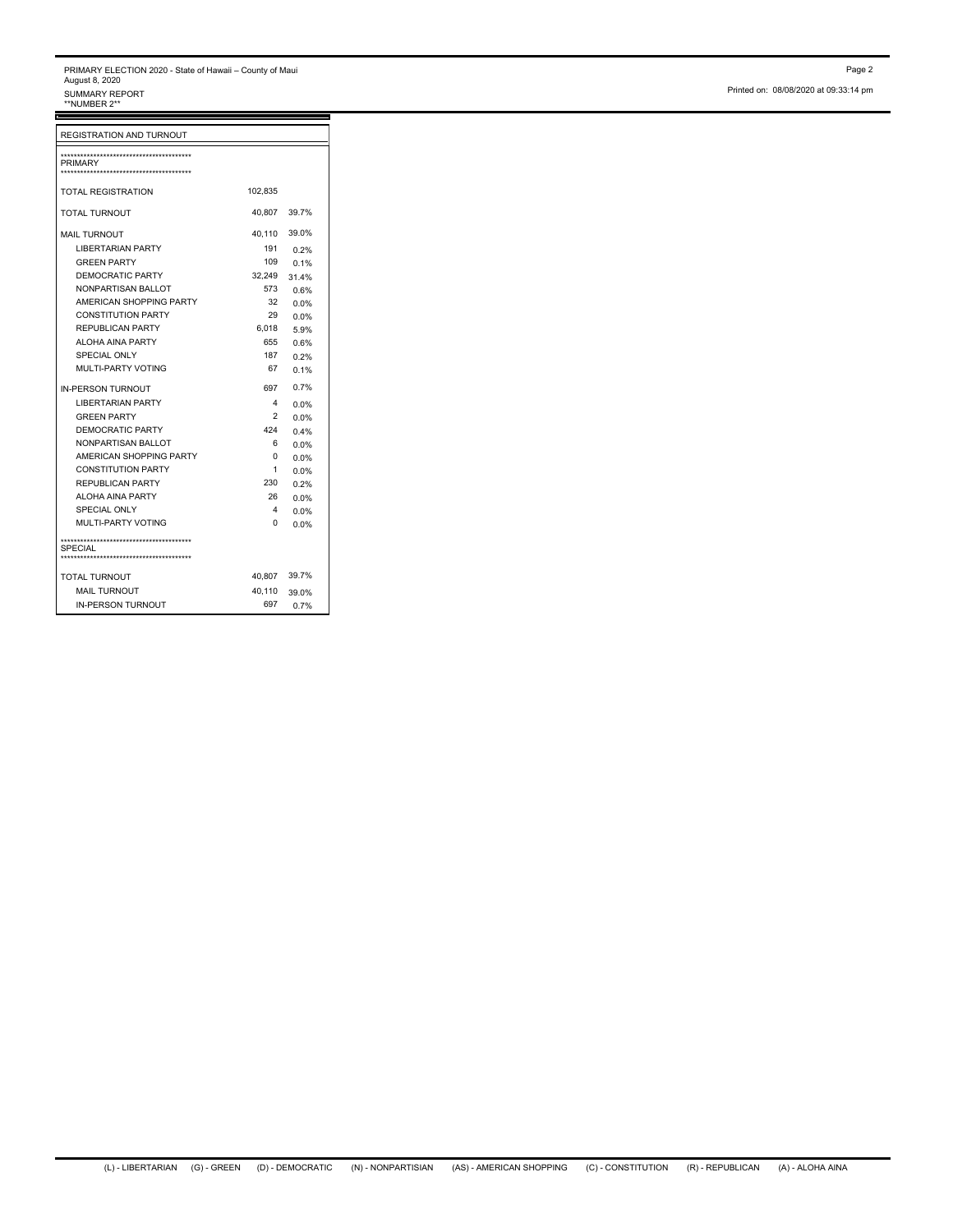PRIMARY ELECTION 2020 - State of Hawaii – County of Maui
August 8, 2020
SUMMARY REPORT
**NUMBER 2**

Printed on: 08/08/2020 at 09:33:14 pm

## REGISTRATION AND TURNOUT

| | | |
|---|---|---|
| ****************************************<br>PRIMARY<br>**************************************** | | |
| TOTAL REGISTRATION | 102,835 | |
| TOTAL TURNOUT | 40,807 | 39.7% |
| MAIL TURNOUT | 40,110 | 39.0% |
| LIBERTARIAN PARTY | 191 | 0.2% |
| GREEN PARTY | 109 | 0.1% |
| DEMOCRATIC PARTY | 32,249 | 31.4% |
| NONPARTISAN BALLOT | 573 | 0.6% |
| AMERICAN SHOPPING PARTY | 32 | 0.0% |
| CONSTITUTION PARTY | 29 | 0.0% |
| REPUBLICAN PARTY | 6,018 | 5.9% |
| ALOHA AINA PARTY | 655 | 0.6% |
| SPECIAL ONLY | 187 | 0.2% |
| MULTI-PARTY VOTING | 67 | 0.1% |
| IN-PERSON TURNOUT | 697 | 0.7% |
| LIBERTARIAN PARTY | 4 | 0.0% |
| GREEN PARTY | 2 | 0.0% |
| DEMOCRATIC PARTY | 424 | 0.4% |
| NONPARTISAN BALLOT | 6 | 0.0% |
| AMERICAN SHOPPING PARTY | 0 | 0.0% |
| CONSTITUTION PARTY | 1 | 0.0% |
| REPUBLICAN PARTY | 230 | 0.2% |
| ALOHA AINA PARTY | 26 | 0.0% |
| SPECIAL ONLY | 4 | 0.0% |
| MULTI-PARTY VOTING | 0 | 0.0% |
| ****************************************<br>SPECIAL<br>**************************************** | | |
| TOTAL TURNOUT | 40,807 | 39.7% |
| MAIL TURNOUT | 40,110 | 39.0% |
| IN-PERSON TURNOUT | 697 | 0.7% |

(L) - LIBERTARIAN (G) - GREEN (D) - DEMOCRATIC (N) - NONPARTISIAN (AS) - AMERICAN SHOPPING (C) - CONSTITUTION (R) - REPUBLICAN (A) - ALOHA AINA